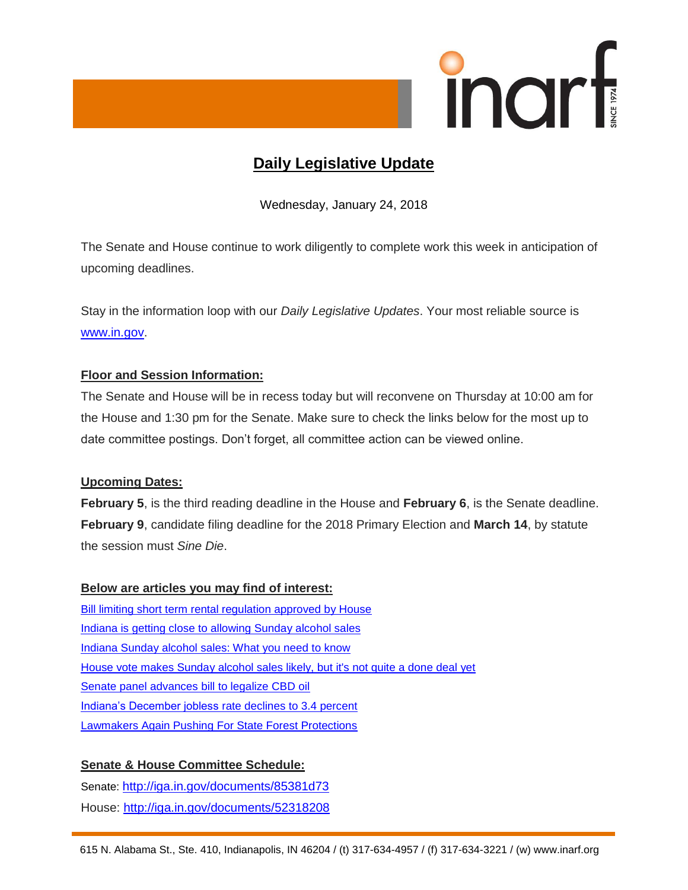inarf SINCE 1974

# Daily Legislative Update

Wednesday, January 24, 2018

The Senate and House continue to work diligently to complete work this week in anticipation of upcoming deadlines.

Stay in the information loop with our *Daily Legislative Updates*. Your most reliable source is [www.in.gov](www.in.gov).

## Floor and Session Information:

The Senate and House will be in recess today but will reconvene on Thursday at 10:00 am for the House and 1:30 pm for the Senate. Make sure to check the links below for the most up to date committee postings. Don't forget, all committee action can be viewed online.

## Upcoming Dates:

**February 5**, is the third reading deadline in the House and **February 6**, is the Senate deadline. **February 9**, candidate filing deadline for the 2018 Primary Election and **March 14**, by statute the session must *Sine Die*.

## Below are articles you may find of interest:

- Bill limiting short term rental regulation approved by House
- Indiana is getting close to allowing Sunday alcohol sales
- Indiana Sunday alcohol sales: What you need to know
- House vote makes Sunday alcohol sales likely, but it's not quite a done deal yet
- Senate panel advances bill to legalize CBD oil
- Indiana's December jobless rate declines to 3.4 percent
- Lawmakers Again Pushing For State Forest Protections

## Senate & House Committee Schedule:

Senate: http://iga.in.gov/documents/85381d73

House: http://iga.in.gov/documents/52318208

615 N. Alabama St., Ste. 410, Indianapolis, IN 46204 / (t) 317-634-4957 / (f) 317-634-3221 / (w) www.inarf.org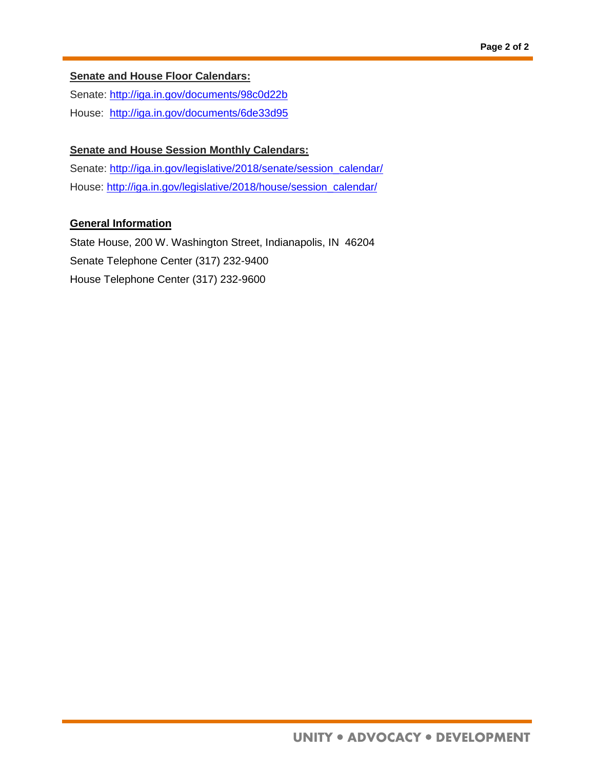**Senate and House Floor Calendars:**

Senate: http://iga.in.gov/documents/98c0d22b

House: http://iga.in.gov/documents/6de33d95

**Senate and House Session Monthly Calendars:**

Senate: http://iga.in.gov/legislative/2018/senate/session_calendar/

House: http://iga.in.gov/legislative/2018/house/session_calendar/

**General Information**

State House, 200 W. Washington Street, Indianapolis, IN 46204

Senate Telephone Center (317) 232-9400

House Telephone Center (317) 232-9600

UNITY • ADVOCACY • DEVELOPMENT